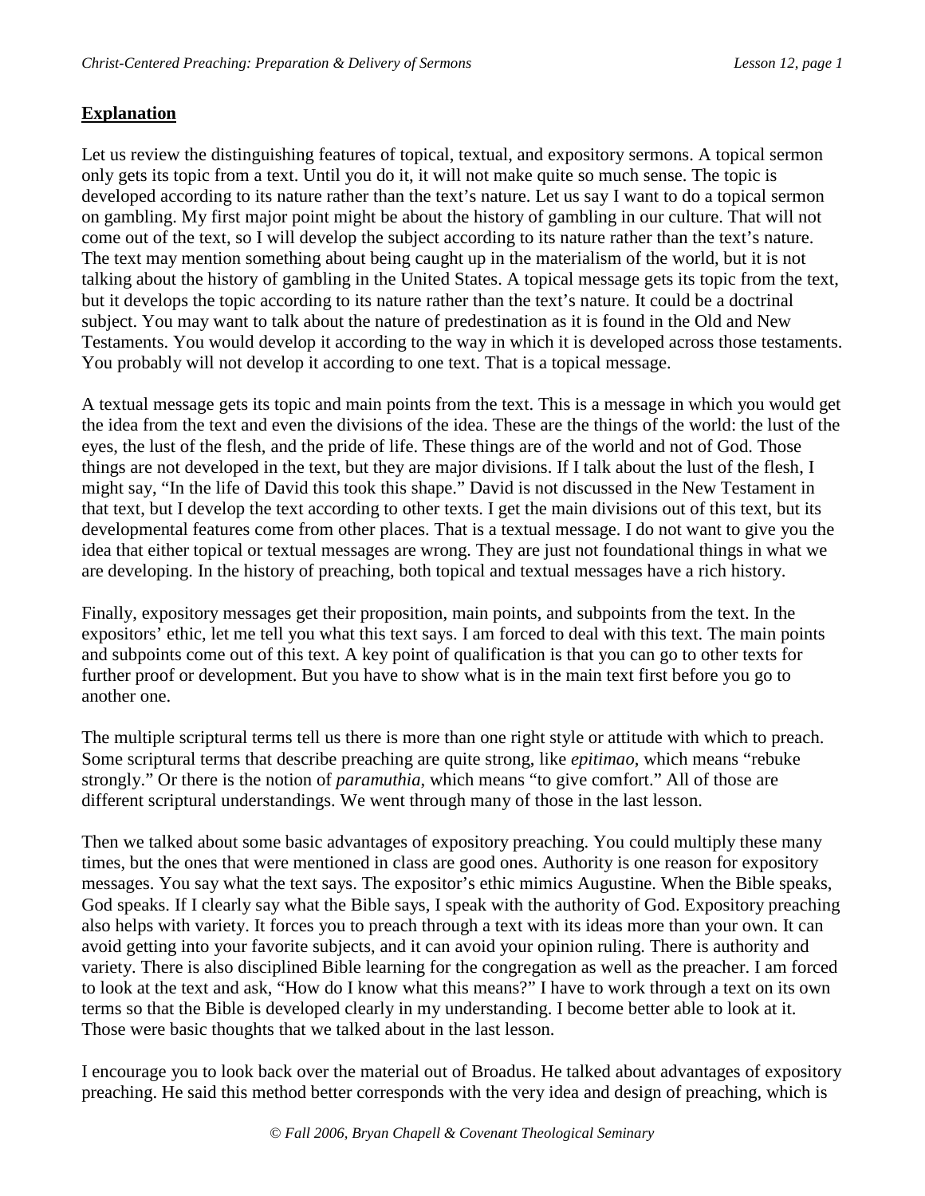## **Explanation**

Let us review the distinguishing features of topical, textual, and expository sermons. A topical sermon only gets its topic from a text. Until you do it, it will not make quite so much sense. The topic is developed according to its nature rather than the text's nature. Let us say I want to do a topical sermon on gambling. My first major point might be about the history of gambling in our culture. That will not come out of the text, so I will develop the subject according to its nature rather than the text's nature. The text may mention something about being caught up in the materialism of the world, but it is not talking about the history of gambling in the United States. A topical message gets its topic from the text, but it develops the topic according to its nature rather than the text's nature. It could be a doctrinal subject. You may want to talk about the nature of predestination as it is found in the Old and New Testaments. You would develop it according to the way in which it is developed across those testaments. You probably will not develop it according to one text. That is a topical message.

A textual message gets its topic and main points from the text. This is a message in which you would get the idea from the text and even the divisions of the idea. These are the things of the world: the lust of the eyes, the lust of the flesh, and the pride of life. These things are of the world and not of God. Those things are not developed in the text, but they are major divisions. If I talk about the lust of the flesh, I might say, "In the life of David this took this shape." David is not discussed in the New Testament in that text, but I develop the text according to other texts. I get the main divisions out of this text, but its developmental features come from other places. That is a textual message. I do not want to give you the idea that either topical or textual messages are wrong. They are just not foundational things in what we are developing. In the history of preaching, both topical and textual messages have a rich history.

Finally, expository messages get their proposition, main points, and subpoints from the text. In the expositors' ethic, let me tell you what this text says. I am forced to deal with this text. The main points and subpoints come out of this text. A key point of qualification is that you can go to other texts for further proof or development. But you have to show what is in the main text first before you go to another one.

The multiple scriptural terms tell us there is more than one right style or attitude with which to preach. Some scriptural terms that describe preaching are quite strong, like *epitimao*, which means "rebuke strongly." Or there is the notion of *paramuthia*, which means "to give comfort." All of those are different scriptural understandings. We went through many of those in the last lesson.

Then we talked about some basic advantages of expository preaching. You could multiply these many times, but the ones that were mentioned in class are good ones. Authority is one reason for expository messages. You say what the text says. The expositor's ethic mimics Augustine. When the Bible speaks, God speaks. If I clearly say what the Bible says, I speak with the authority of God. Expository preaching also helps with variety. It forces you to preach through a text with its ideas more than your own. It can avoid getting into your favorite subjects, and it can avoid your opinion ruling. There is authority and variety. There is also disciplined Bible learning for the congregation as well as the preacher. I am forced to look at the text and ask, "How do I know what this means?" I have to work through a text on its own terms so that the Bible is developed clearly in my understanding. I become better able to look at it. Those were basic thoughts that we talked about in the last lesson.

I encourage you to look back over the material out of Broadus. He talked about advantages of expository preaching. He said this method better corresponds with the very idea and design of preaching, which is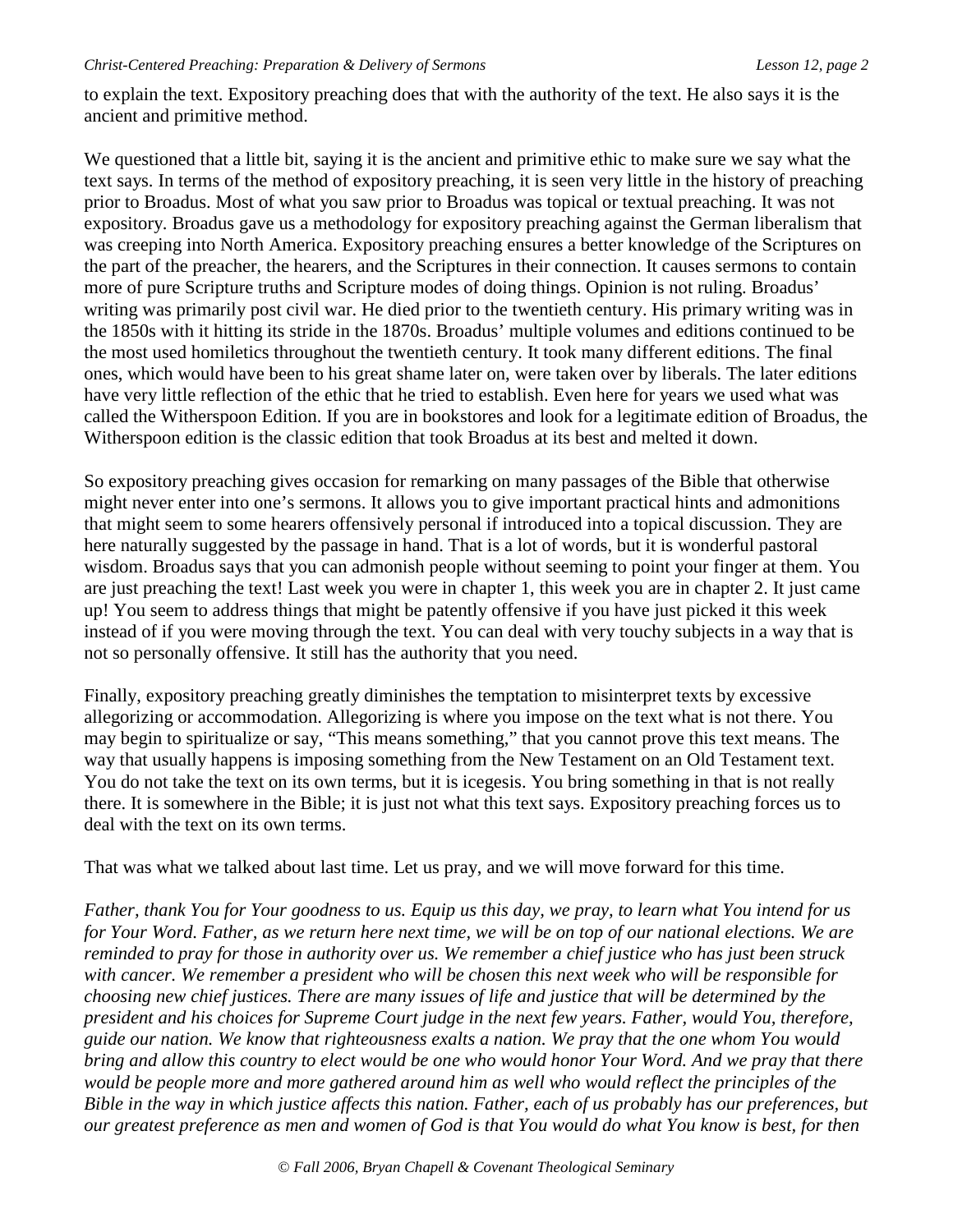to explain the text. Expository preaching does that with the authority of the text. He also says it is the ancient and primitive method.

We questioned that a little bit, saying it is the ancient and primitive ethic to make sure we say what the text says. In terms of the method of expository preaching, it is seen very little in the history of preaching prior to Broadus. Most of what you saw prior to Broadus was topical or textual preaching. It was not expository. Broadus gave us a methodology for expository preaching against the German liberalism that was creeping into North America. Expository preaching ensures a better knowledge of the Scriptures on the part of the preacher, the hearers, and the Scriptures in their connection. It causes sermons to contain more of pure Scripture truths and Scripture modes of doing things. Opinion is not ruling. Broadus' writing was primarily post civil war. He died prior to the twentieth century. His primary writing was in the 1850s with it hitting its stride in the 1870s. Broadus' multiple volumes and editions continued to be the most used homiletics throughout the twentieth century. It took many different editions. The final ones, which would have been to his great shame later on, were taken over by liberals. The later editions have very little reflection of the ethic that he tried to establish. Even here for years we used what was called the Witherspoon Edition. If you are in bookstores and look for a legitimate edition of Broadus, the Witherspoon edition is the classic edition that took Broadus at its best and melted it down.

So expository preaching gives occasion for remarking on many passages of the Bible that otherwise might never enter into one's sermons. It allows you to give important practical hints and admonitions that might seem to some hearers offensively personal if introduced into a topical discussion. They are here naturally suggested by the passage in hand. That is a lot of words, but it is wonderful pastoral wisdom. Broadus says that you can admonish people without seeming to point your finger at them. You are just preaching the text! Last week you were in chapter 1, this week you are in chapter 2. It just came up! You seem to address things that might be patently offensive if you have just picked it this week instead of if you were moving through the text. You can deal with very touchy subjects in a way that is not so personally offensive. It still has the authority that you need.

Finally, expository preaching greatly diminishes the temptation to misinterpret texts by excessive allegorizing or accommodation. Allegorizing is where you impose on the text what is not there. You may begin to spiritualize or say, "This means something," that you cannot prove this text means. The way that usually happens is imposing something from the New Testament on an Old Testament text. You do not take the text on its own terms, but it is icegesis. You bring something in that is not really there. It is somewhere in the Bible; it is just not what this text says. Expository preaching forces us to deal with the text on its own terms.

That was what we talked about last time. Let us pray, and we will move forward for this time.

*Father, thank You for Your goodness to us. Equip us this day, we pray, to learn what You intend for us for Your Word. Father, as we return here next time, we will be on top of our national elections. We are reminded to pray for those in authority over us. We remember a chief justice who has just been struck with cancer. We remember a president who will be chosen this next week who will be responsible for choosing new chief justices. There are many issues of life and justice that will be determined by the president and his choices for Supreme Court judge in the next few years. Father, would You, therefore, guide our nation. We know that righteousness exalts a nation. We pray that the one whom You would bring and allow this country to elect would be one who would honor Your Word. And we pray that there would be people more and more gathered around him as well who would reflect the principles of the Bible in the way in which justice affects this nation. Father, each of us probably has our preferences, but our greatest preference as men and women of God is that You would do what You know is best, for then*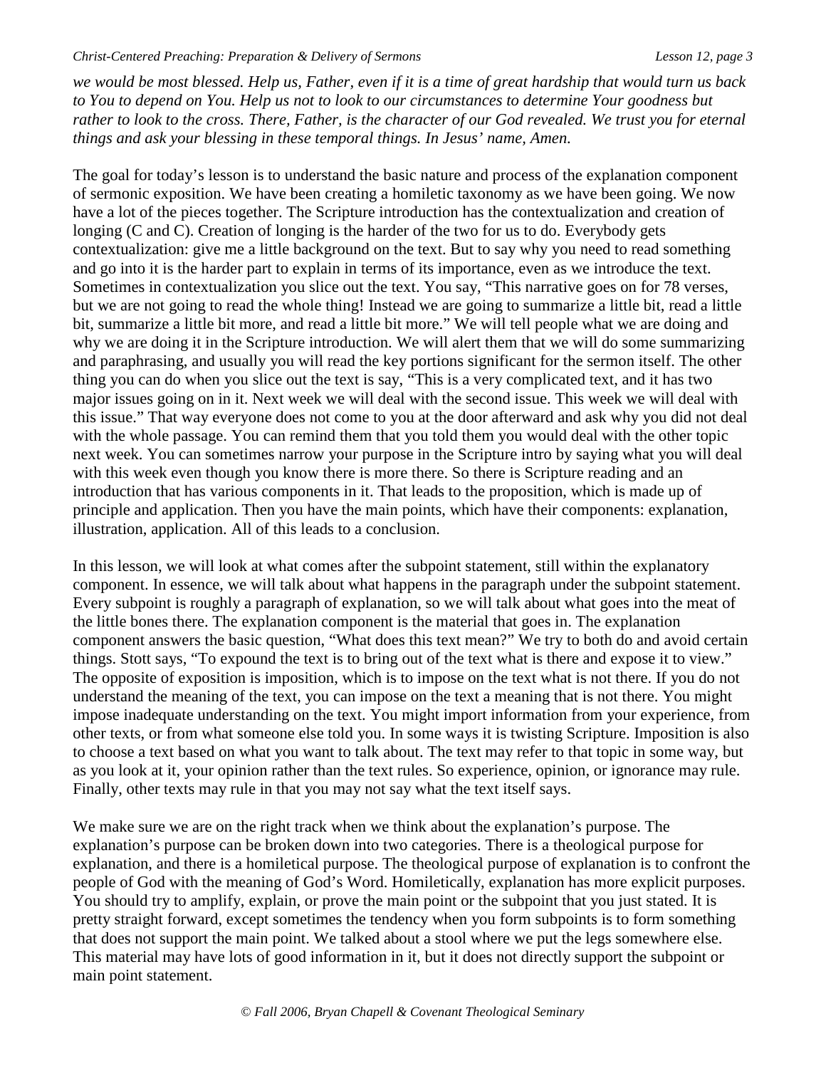*we would be most blessed. Help us, Father, even if it is a time of great hardship that would turn us back to You to depend on You. Help us not to look to our circumstances to determine Your goodness but rather to look to the cross. There, Father, is the character of our God revealed. We trust you for eternal things and ask your blessing in these temporal things. In Jesus' name, Amen.*

The goal for today's lesson is to understand the basic nature and process of the explanation component of sermonic exposition. We have been creating a homiletic taxonomy as we have been going. We now have a lot of the pieces together. The Scripture introduction has the contextualization and creation of longing (C and C). Creation of longing is the harder of the two for us to do. Everybody gets contextualization: give me a little background on the text. But to say why you need to read something and go into it is the harder part to explain in terms of its importance, even as we introduce the text. Sometimes in contextualization you slice out the text. You say, "This narrative goes on for 78 verses, but we are not going to read the whole thing! Instead we are going to summarize a little bit, read a little bit, summarize a little bit more, and read a little bit more." We will tell people what we are doing and why we are doing it in the Scripture introduction. We will alert them that we will do some summarizing and paraphrasing, and usually you will read the key portions significant for the sermon itself. The other thing you can do when you slice out the text is say, "This is a very complicated text, and it has two major issues going on in it. Next week we will deal with the second issue. This week we will deal with this issue." That way everyone does not come to you at the door afterward and ask why you did not deal with the whole passage. You can remind them that you told them you would deal with the other topic next week. You can sometimes narrow your purpose in the Scripture intro by saying what you will deal with this week even though you know there is more there. So there is Scripture reading and an introduction that has various components in it. That leads to the proposition, which is made up of principle and application. Then you have the main points, which have their components: explanation, illustration, application. All of this leads to a conclusion.

In this lesson, we will look at what comes after the subpoint statement, still within the explanatory component. In essence, we will talk about what happens in the paragraph under the subpoint statement. Every subpoint is roughly a paragraph of explanation, so we will talk about what goes into the meat of the little bones there. The explanation component is the material that goes in. The explanation component answers the basic question, "What does this text mean?" We try to both do and avoid certain things. Stott says, "To expound the text is to bring out of the text what is there and expose it to view." The opposite of exposition is imposition, which is to impose on the text what is not there. If you do not understand the meaning of the text, you can impose on the text a meaning that is not there. You might impose inadequate understanding on the text. You might import information from your experience, from other texts, or from what someone else told you. In some ways it is twisting Scripture. Imposition is also to choose a text based on what you want to talk about. The text may refer to that topic in some way, but as you look at it, your opinion rather than the text rules. So experience, opinion, or ignorance may rule. Finally, other texts may rule in that you may not say what the text itself says.

We make sure we are on the right track when we think about the explanation's purpose. The explanation's purpose can be broken down into two categories. There is a theological purpose for explanation, and there is a homiletical purpose. The theological purpose of explanation is to confront the people of God with the meaning of God's Word. Homiletically, explanation has more explicit purposes. You should try to amplify, explain, or prove the main point or the subpoint that you just stated. It is pretty straight forward, except sometimes the tendency when you form subpoints is to form something that does not support the main point. We talked about a stool where we put the legs somewhere else. This material may have lots of good information in it, but it does not directly support the subpoint or main point statement.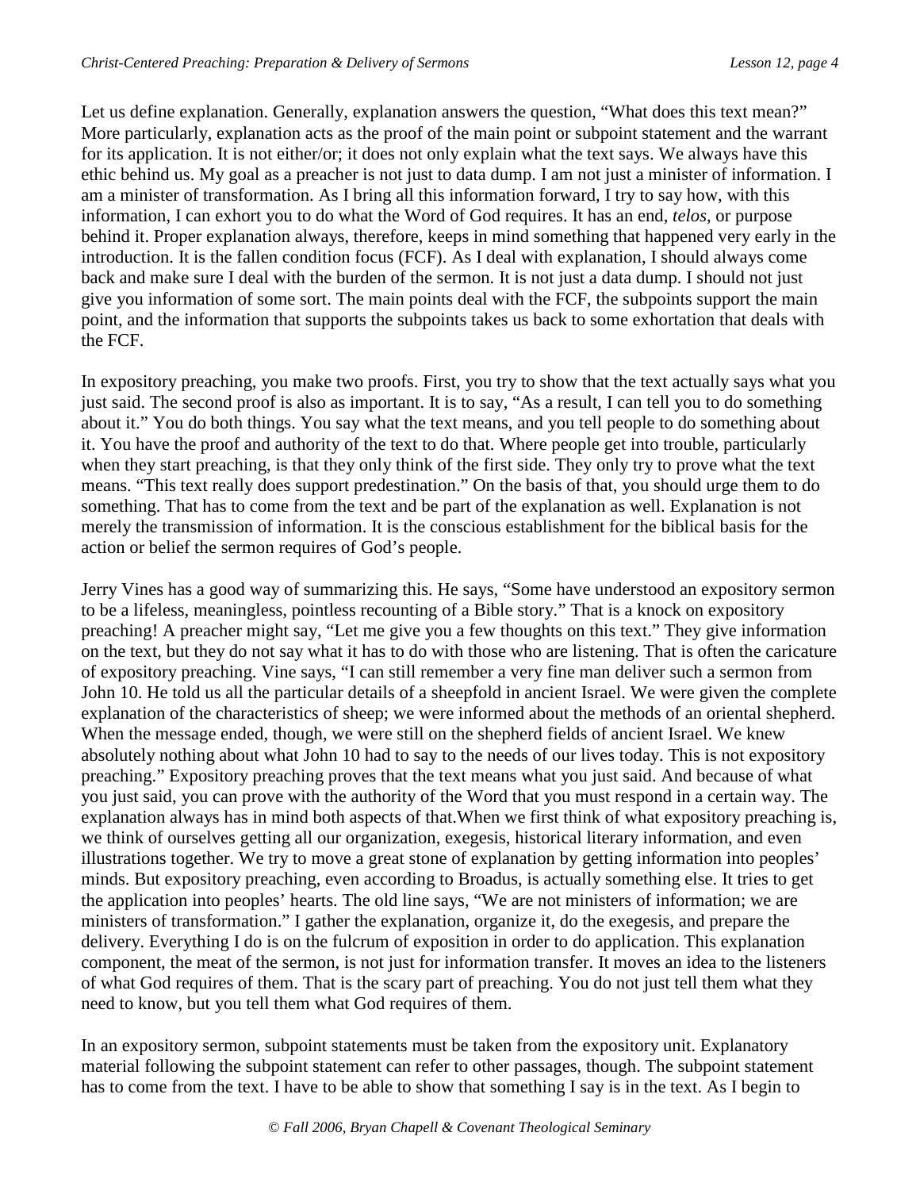Let us define explanation. Generally, explanation answers the question, "What does this text mean?" More particularly, explanation acts as the proof of the main point or subpoint statement and the warrant for its application. It is not either/or; it does not only explain what the text says. We always have this ethic behind us. My goal as a preacher is not just to data dump. I am not just a minister of information. I am a minister of transformation. As I bring all this information forward, I try to say how, with this information, I can exhort you to do what the Word of God requires. It has an end, *telos*, or purpose behind it. Proper explanation always, therefore, keeps in mind something that happened very early in the introduction. It is the fallen condition focus (FCF). As I deal with explanation, I should always come back and make sure I deal with the burden of the sermon. It is not just a data dump. I should not just give you information of some sort. The main points deal with the FCF, the subpoints support the main point, and the information that supports the subpoints takes us back to some exhortation that deals with the FCF.

In expository preaching, you make two proofs. First, you try to show that the text actually says what you just said. The second proof is also as important. It is to say, "As a result, I can tell you to do something about it." You do both things. You say what the text means, and you tell people to do something about it. You have the proof and authority of the text to do that. Where people get into trouble, particularly when they start preaching, is that they only think of the first side. They only try to prove what the text means. "This text really does support predestination." On the basis of that, you should urge them to do something. That has to come from the text and be part of the explanation as well. Explanation is not merely the transmission of information. It is the conscious establishment for the biblical basis for the action or belief the sermon requires of God's people.

Jerry Vines has a good way of summarizing this. He says, "Some have understood an expository sermon to be a lifeless, meaningless, pointless recounting of a Bible story." That is a knock on expository preaching! A preacher might say, "Let me give you a few thoughts on this text." They give information on the text, but they do not say what it has to do with those who are listening. That is often the caricature of expository preaching. Vine says, "I can still remember a very fine man deliver such a sermon from John 10. He told us all the particular details of a sheepfold in ancient Israel. We were given the complete explanation of the characteristics of sheep; we were informed about the methods of an oriental shepherd. When the message ended, though, we were still on the shepherd fields of ancient Israel. We knew absolutely nothing about what John 10 had to say to the needs of our lives today. This is not expository preaching." Expository preaching proves that the text means what you just said. And because of what you just said, you can prove with the authority of the Word that you must respond in a certain way. The explanation always has in mind both aspects of that.When we first think of what expository preaching is, we think of ourselves getting all our organization, exegesis, historical literary information, and even illustrations together. We try to move a great stone of explanation by getting information into peoples' minds. But expository preaching, even according to Broadus, is actually something else. It tries to get the application into peoples' hearts. The old line says, "We are not ministers of information; we are ministers of transformation." I gather the explanation, organize it, do the exegesis, and prepare the delivery. Everything I do is on the fulcrum of exposition in order to do application. This explanation component, the meat of the sermon, is not just for information transfer. It moves an idea to the listeners of what God requires of them. That is the scary part of preaching. You do not just tell them what they need to know, but you tell them what God requires of them.

In an expository sermon, subpoint statements must be taken from the expository unit. Explanatory material following the subpoint statement can refer to other passages, though. The subpoint statement has to come from the text. I have to be able to show that something I say is in the text. As I begin to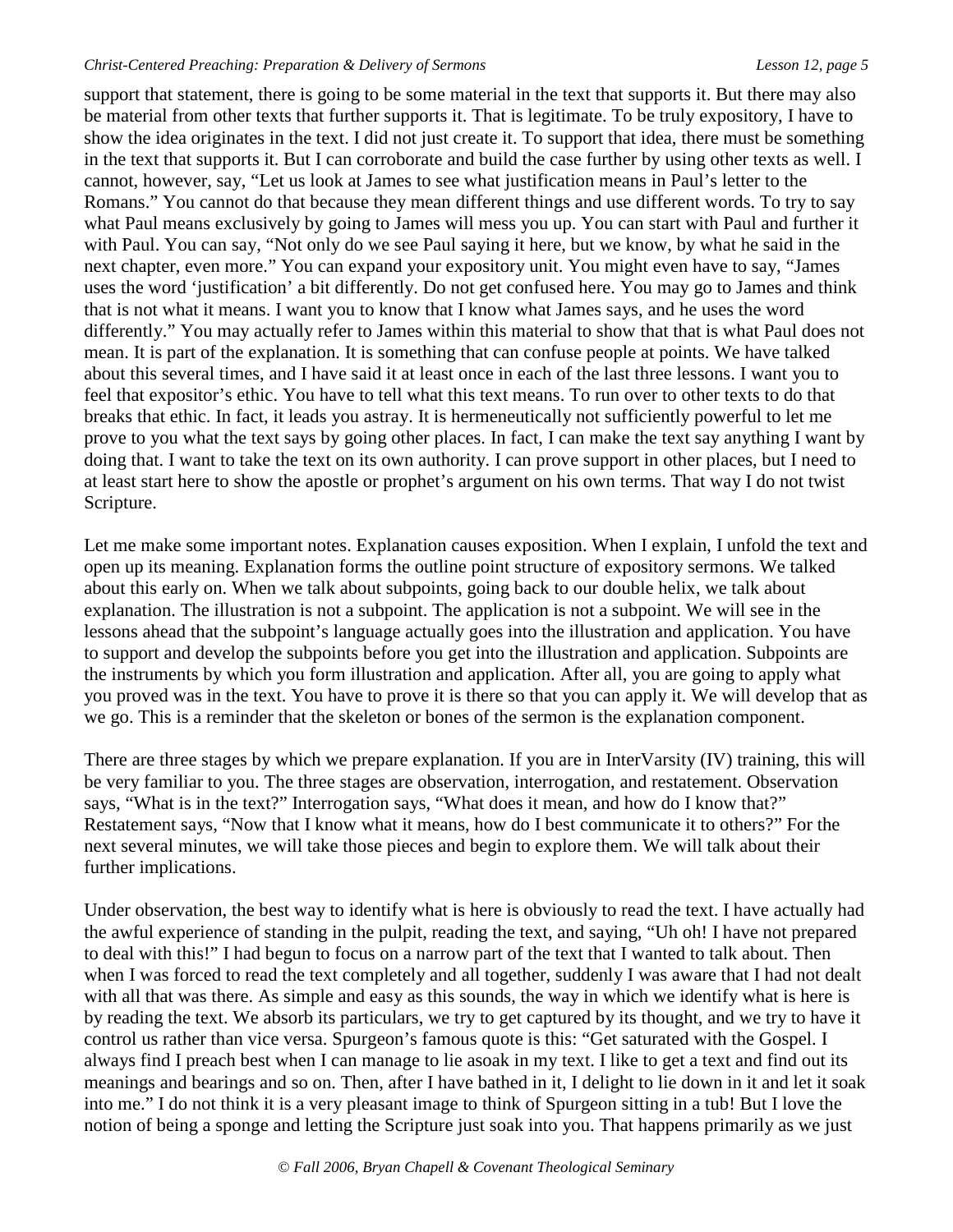support that statement, there is going to be some material in the text that supports it. But there may also be material from other texts that further supports it. That is legitimate. To be truly expository, I have to show the idea originates in the text. I did not just create it. To support that idea, there must be something in the text that supports it. But I can corroborate and build the case further by using other texts as well. I cannot, however, say, "Let us look at James to see what justification means in Paul's letter to the Romans." You cannot do that because they mean different things and use different words. To try to say what Paul means exclusively by going to James will mess you up. You can start with Paul and further it with Paul. You can say, "Not only do we see Paul saying it here, but we know, by what he said in the next chapter, even more." You can expand your expository unit. You might even have to say, "James uses the word 'justification' a bit differently. Do not get confused here. You may go to James and think that is not what it means. I want you to know that I know what James says, and he uses the word differently." You may actually refer to James within this material to show that that is what Paul does not mean. It is part of the explanation. It is something that can confuse people at points. We have talked about this several times, and I have said it at least once in each of the last three lessons. I want you to feel that expositor's ethic. You have to tell what this text means. To run over to other texts to do that breaks that ethic. In fact, it leads you astray. It is hermeneutically not sufficiently powerful to let me prove to you what the text says by going other places. In fact, I can make the text say anything I want by doing that. I want to take the text on its own authority. I can prove support in other places, but I need to at least start here to show the apostle or prophet's argument on his own terms. That way I do not twist Scripture.

Let me make some important notes. Explanation causes exposition. When I explain, I unfold the text and open up its meaning. Explanation forms the outline point structure of expository sermons. We talked about this early on. When we talk about subpoints, going back to our double helix, we talk about explanation. The illustration is not a subpoint. The application is not a subpoint. We will see in the lessons ahead that the subpoint's language actually goes into the illustration and application. You have to support and develop the subpoints before you get into the illustration and application. Subpoints are the instruments by which you form illustration and application. After all, you are going to apply what you proved was in the text. You have to prove it is there so that you can apply it. We will develop that as we go. This is a reminder that the skeleton or bones of the sermon is the explanation component.

There are three stages by which we prepare explanation. If you are in InterVarsity (IV) training, this will be very familiar to you. The three stages are observation, interrogation, and restatement. Observation says, "What is in the text?" Interrogation says, "What does it mean, and how do I know that?" Restatement says, "Now that I know what it means, how do I best communicate it to others?" For the next several minutes, we will take those pieces and begin to explore them. We will talk about their further implications.

Under observation, the best way to identify what is here is obviously to read the text. I have actually had the awful experience of standing in the pulpit, reading the text, and saying, "Uh oh! I have not prepared to deal with this!" I had begun to focus on a narrow part of the text that I wanted to talk about. Then when I was forced to read the text completely and all together, suddenly I was aware that I had not dealt with all that was there. As simple and easy as this sounds, the way in which we identify what is here is by reading the text. We absorb its particulars, we try to get captured by its thought, and we try to have it control us rather than vice versa. Spurgeon's famous quote is this: "Get saturated with the Gospel. I always find I preach best when I can manage to lie asoak in my text. I like to get a text and find out its meanings and bearings and so on. Then, after I have bathed in it, I delight to lie down in it and let it soak into me." I do not think it is a very pleasant image to think of Spurgeon sitting in a tub! But I love the notion of being a sponge and letting the Scripture just soak into you. That happens primarily as we just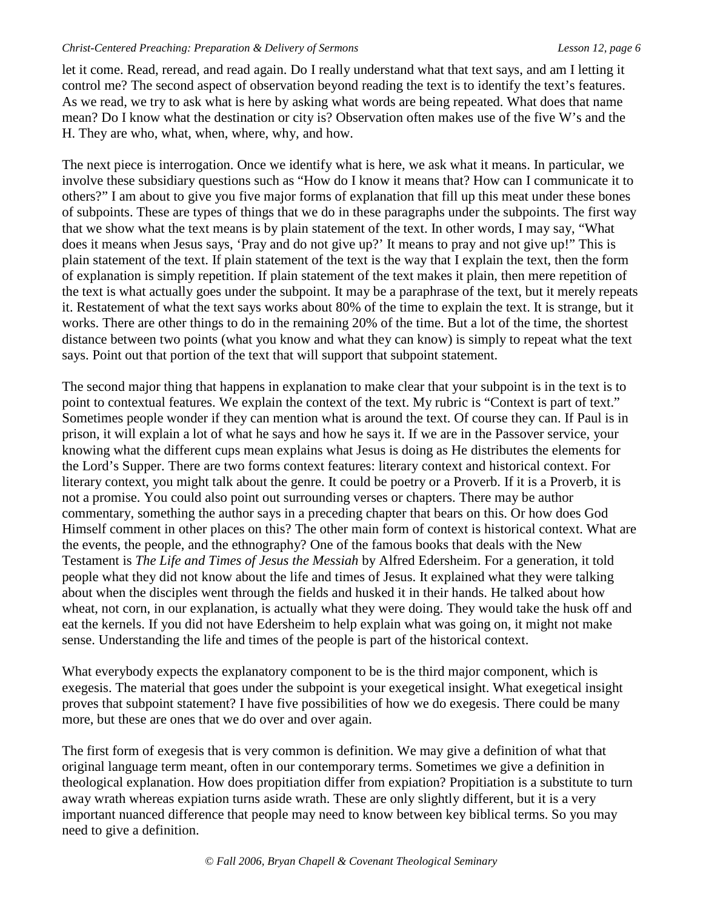let it come. Read, reread, and read again. Do I really understand what that text says, and am I letting it control me? The second aspect of observation beyond reading the text is to identify the text's features. As we read, we try to ask what is here by asking what words are being repeated. What does that name mean? Do I know what the destination or city is? Observation often makes use of the five W's and the H. They are who, what, when, where, why, and how.

The next piece is interrogation. Once we identify what is here, we ask what it means. In particular, we involve these subsidiary questions such as "How do I know it means that? How can I communicate it to others?" I am about to give you five major forms of explanation that fill up this meat under these bones of subpoints. These are types of things that we do in these paragraphs under the subpoints. The first way that we show what the text means is by plain statement of the text. In other words, I may say, "What does it means when Jesus says, 'Pray and do not give up?' It means to pray and not give up!" This is plain statement of the text. If plain statement of the text is the way that I explain the text, then the form of explanation is simply repetition. If plain statement of the text makes it plain, then mere repetition of the text is what actually goes under the subpoint. It may be a paraphrase of the text, but it merely repeats it. Restatement of what the text says works about 80% of the time to explain the text. It is strange, but it works. There are other things to do in the remaining 20% of the time. But a lot of the time, the shortest distance between two points (what you know and what they can know) is simply to repeat what the text says. Point out that portion of the text that will support that subpoint statement.

The second major thing that happens in explanation to make clear that your subpoint is in the text is to point to contextual features. We explain the context of the text. My rubric is "Context is part of text." Sometimes people wonder if they can mention what is around the text. Of course they can. If Paul is in prison, it will explain a lot of what he says and how he says it. If we are in the Passover service, your knowing what the different cups mean explains what Jesus is doing as He distributes the elements for the Lord's Supper. There are two forms context features: literary context and historical context. For literary context, you might talk about the genre. It could be poetry or a Proverb. If it is a Proverb, it is not a promise. You could also point out surrounding verses or chapters. There may be author commentary, something the author says in a preceding chapter that bears on this. Or how does God Himself comment in other places on this? The other main form of context is historical context. What are the events, the people, and the ethnography? One of the famous books that deals with the New Testament is *The Life and Times of Jesus the Messiah* by Alfred Edersheim. For a generation, it told people what they did not know about the life and times of Jesus. It explained what they were talking about when the disciples went through the fields and husked it in their hands. He talked about how wheat, not corn, in our explanation, is actually what they were doing. They would take the husk off and eat the kernels. If you did not have Edersheim to help explain what was going on, it might not make sense. Understanding the life and times of the people is part of the historical context.

What everybody expects the explanatory component to be is the third major component, which is exegesis. The material that goes under the subpoint is your exegetical insight. What exegetical insight proves that subpoint statement? I have five possibilities of how we do exegesis. There could be many more, but these are ones that we do over and over again.

The first form of exegesis that is very common is definition. We may give a definition of what that original language term meant, often in our contemporary terms. Sometimes we give a definition in theological explanation. How does propitiation differ from expiation? Propitiation is a substitute to turn away wrath whereas expiation turns aside wrath. These are only slightly different, but it is a very important nuanced difference that people may need to know between key biblical terms. So you may need to give a definition.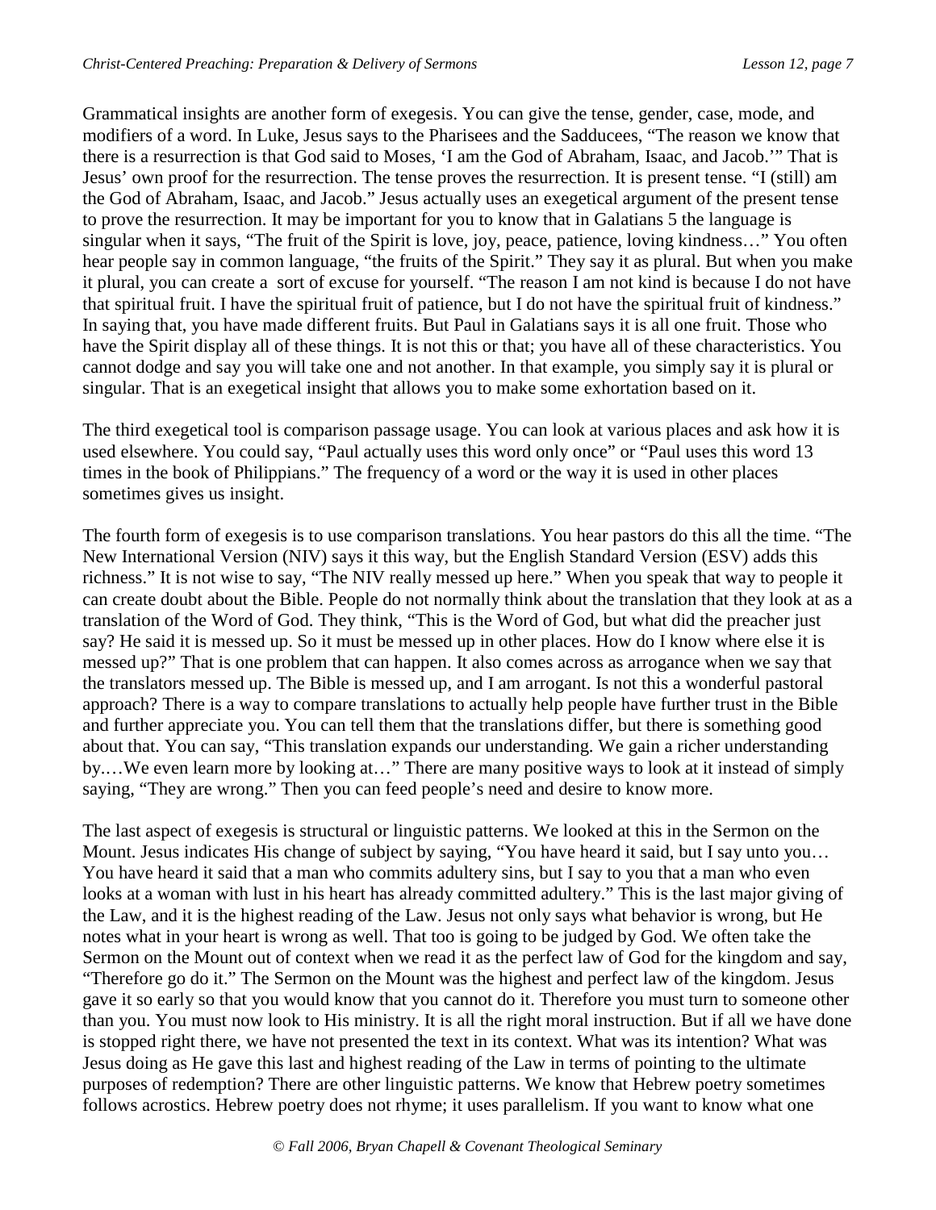Grammatical insights are another form of exegesis. You can give the tense, gender, case, mode, and modifiers of a word. In Luke, Jesus says to the Pharisees and the Sadducees, "The reason we know that there is a resurrection is that God said to Moses, 'I am the God of Abraham, Isaac, and Jacob.'" That is Jesus' own proof for the resurrection. The tense proves the resurrection. It is present tense. "I (still) am the God of Abraham, Isaac, and Jacob." Jesus actually uses an exegetical argument of the present tense to prove the resurrection. It may be important for you to know that in Galatians 5 the language is singular when it says, "The fruit of the Spirit is love, joy, peace, patience, loving kindness…" You often hear people say in common language, "the fruits of the Spirit." They say it as plural. But when you make it plural, you can create a sort of excuse for yourself. "The reason I am not kind is because I do not have that spiritual fruit. I have the spiritual fruit of patience, but I do not have the spiritual fruit of kindness." In saying that, you have made different fruits. But Paul in Galatians says it is all one fruit. Those who have the Spirit display all of these things. It is not this or that; you have all of these characteristics. You cannot dodge and say you will take one and not another. In that example, you simply say it is plural or singular. That is an exegetical insight that allows you to make some exhortation based on it.

The third exegetical tool is comparison passage usage. You can look at various places and ask how it is used elsewhere. You could say, "Paul actually uses this word only once" or "Paul uses this word 13 times in the book of Philippians." The frequency of a word or the way it is used in other places sometimes gives us insight.

The fourth form of exegesis is to use comparison translations. You hear pastors do this all the time. "The New International Version (NIV) says it this way, but the English Standard Version (ESV) adds this richness." It is not wise to say, "The NIV really messed up here." When you speak that way to people it can create doubt about the Bible. People do not normally think about the translation that they look at as a translation of the Word of God. They think, "This is the Word of God, but what did the preacher just say? He said it is messed up. So it must be messed up in other places. How do I know where else it is messed up?" That is one problem that can happen. It also comes across as arrogance when we say that the translators messed up. The Bible is messed up, and I am arrogant. Is not this a wonderful pastoral approach? There is a way to compare translations to actually help people have further trust in the Bible and further appreciate you. You can tell them that the translations differ, but there is something good about that. You can say, "This translation expands our understanding. We gain a richer understanding by.…We even learn more by looking at…" There are many positive ways to look at it instead of simply saying, "They are wrong." Then you can feed people's need and desire to know more.

The last aspect of exegesis is structural or linguistic patterns. We looked at this in the Sermon on the Mount. Jesus indicates His change of subject by saying, "You have heard it said, but I say unto you… You have heard it said that a man who commits adultery sins, but I say to you that a man who even looks at a woman with lust in his heart has already committed adultery." This is the last major giving of the Law, and it is the highest reading of the Law. Jesus not only says what behavior is wrong, but He notes what in your heart is wrong as well. That too is going to be judged by God. We often take the Sermon on the Mount out of context when we read it as the perfect law of God for the kingdom and say, "Therefore go do it." The Sermon on the Mount was the highest and perfect law of the kingdom. Jesus gave it so early so that you would know that you cannot do it. Therefore you must turn to someone other than you. You must now look to His ministry. It is all the right moral instruction. But if all we have done is stopped right there, we have not presented the text in its context. What was its intention? What was Jesus doing as He gave this last and highest reading of the Law in terms of pointing to the ultimate purposes of redemption? There are other linguistic patterns. We know that Hebrew poetry sometimes follows acrostics. Hebrew poetry does not rhyme; it uses parallelism. If you want to know what one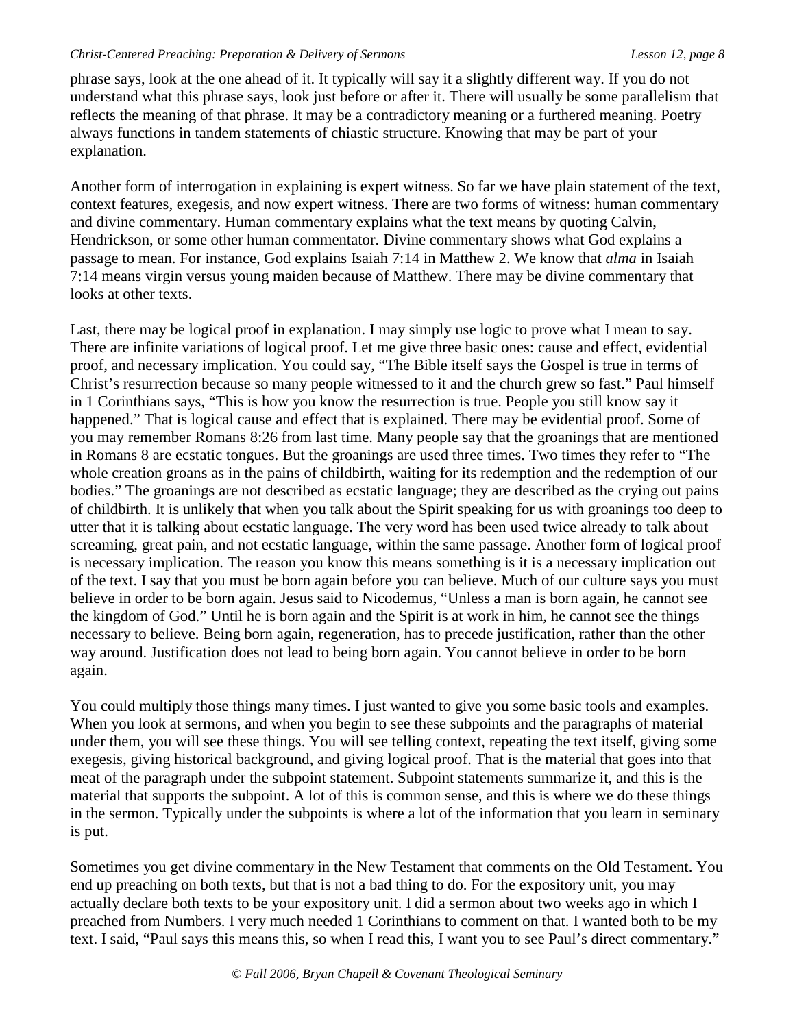phrase says, look at the one ahead of it. It typically will say it a slightly different way. If you do not understand what this phrase says, look just before or after it. There will usually be some parallelism that reflects the meaning of that phrase. It may be a contradictory meaning or a furthered meaning. Poetry always functions in tandem statements of chiastic structure. Knowing that may be part of your explanation.

Another form of interrogation in explaining is expert witness. So far we have plain statement of the text, context features, exegesis, and now expert witness. There are two forms of witness: human commentary and divine commentary. Human commentary explains what the text means by quoting Calvin, Hendrickson, or some other human commentator. Divine commentary shows what God explains a passage to mean. For instance, God explains Isaiah 7:14 in Matthew 2. We know that *alma* in Isaiah 7:14 means virgin versus young maiden because of Matthew. There may be divine commentary that looks at other texts.

Last, there may be logical proof in explanation. I may simply use logic to prove what I mean to say. There are infinite variations of logical proof. Let me give three basic ones: cause and effect, evidential proof, and necessary implication. You could say, "The Bible itself says the Gospel is true in terms of Christ's resurrection because so many people witnessed to it and the church grew so fast." Paul himself in 1 Corinthians says, "This is how you know the resurrection is true. People you still know say it happened." That is logical cause and effect that is explained. There may be evidential proof. Some of you may remember Romans 8:26 from last time. Many people say that the groanings that are mentioned in Romans 8 are ecstatic tongues. But the groanings are used three times. Two times they refer to "The whole creation groans as in the pains of childbirth, waiting for its redemption and the redemption of our bodies." The groanings are not described as ecstatic language; they are described as the crying out pains of childbirth. It is unlikely that when you talk about the Spirit speaking for us with groanings too deep to utter that it is talking about ecstatic language. The very word has been used twice already to talk about screaming, great pain, and not ecstatic language, within the same passage. Another form of logical proof is necessary implication. The reason you know this means something is it is a necessary implication out of the text. I say that you must be born again before you can believe. Much of our culture says you must believe in order to be born again. Jesus said to Nicodemus, "Unless a man is born again, he cannot see the kingdom of God." Until he is born again and the Spirit is at work in him, he cannot see the things necessary to believe. Being born again, regeneration, has to precede justification, rather than the other way around. Justification does not lead to being born again. You cannot believe in order to be born again.

You could multiply those things many times. I just wanted to give you some basic tools and examples. When you look at sermons, and when you begin to see these subpoints and the paragraphs of material under them, you will see these things. You will see telling context, repeating the text itself, giving some exegesis, giving historical background, and giving logical proof. That is the material that goes into that meat of the paragraph under the subpoint statement. Subpoint statements summarize it, and this is the material that supports the subpoint. A lot of this is common sense, and this is where we do these things in the sermon. Typically under the subpoints is where a lot of the information that you learn in seminary is put.

Sometimes you get divine commentary in the New Testament that comments on the Old Testament. You end up preaching on both texts, but that is not a bad thing to do. For the expository unit, you may actually declare both texts to be your expository unit. I did a sermon about two weeks ago in which I preached from Numbers. I very much needed 1 Corinthians to comment on that. I wanted both to be my text. I said, "Paul says this means this, so when I read this, I want you to see Paul's direct commentary."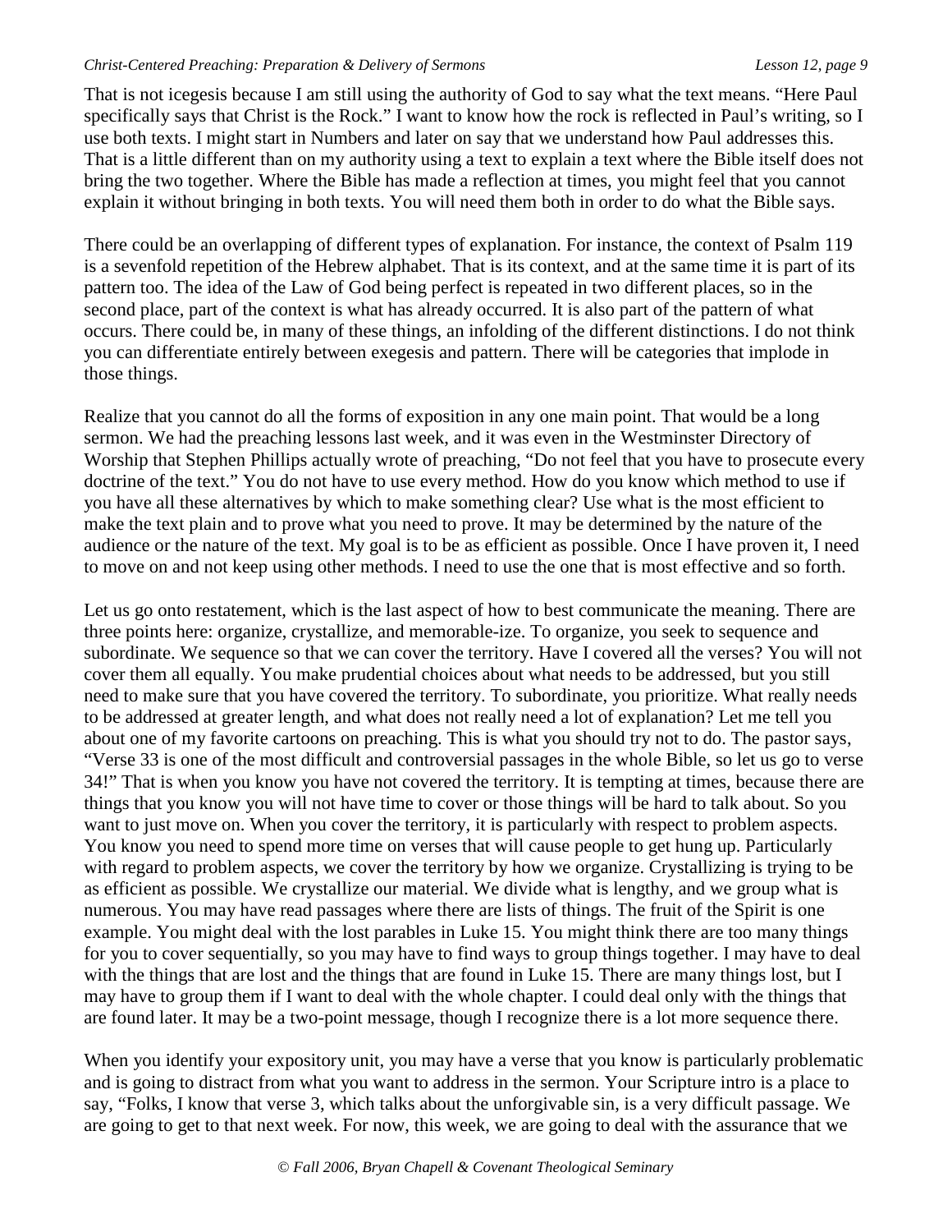That is not icegesis because I am still using the authority of God to say what the text means. "Here Paul specifically says that Christ is the Rock." I want to know how the rock is reflected in Paul's writing, so I use both texts. I might start in Numbers and later on say that we understand how Paul addresses this. That is a little different than on my authority using a text to explain a text where the Bible itself does not bring the two together. Where the Bible has made a reflection at times, you might feel that you cannot explain it without bringing in both texts. You will need them both in order to do what the Bible says.

There could be an overlapping of different types of explanation. For instance, the context of Psalm 119 is a sevenfold repetition of the Hebrew alphabet. That is its context, and at the same time it is part of its pattern too. The idea of the Law of God being perfect is repeated in two different places, so in the second place, part of the context is what has already occurred. It is also part of the pattern of what occurs. There could be, in many of these things, an infolding of the different distinctions. I do not think you can differentiate entirely between exegesis and pattern. There will be categories that implode in those things.

Realize that you cannot do all the forms of exposition in any one main point. That would be a long sermon. We had the preaching lessons last week, and it was even in the Westminster Directory of Worship that Stephen Phillips actually wrote of preaching, "Do not feel that you have to prosecute every doctrine of the text." You do not have to use every method. How do you know which method to use if you have all these alternatives by which to make something clear? Use what is the most efficient to make the text plain and to prove what you need to prove. It may be determined by the nature of the audience or the nature of the text. My goal is to be as efficient as possible. Once I have proven it, I need to move on and not keep using other methods. I need to use the one that is most effective and so forth.

Let us go onto restatement, which is the last aspect of how to best communicate the meaning. There are three points here: organize, crystallize, and memorable-ize. To organize, you seek to sequence and subordinate. We sequence so that we can cover the territory. Have I covered all the verses? You will not cover them all equally. You make prudential choices about what needs to be addressed, but you still need to make sure that you have covered the territory. To subordinate, you prioritize. What really needs to be addressed at greater length, and what does not really need a lot of explanation? Let me tell you about one of my favorite cartoons on preaching. This is what you should try not to do. The pastor says, "Verse 33 is one of the most difficult and controversial passages in the whole Bible, so let us go to verse 34!" That is when you know you have not covered the territory. It is tempting at times, because there are things that you know you will not have time to cover or those things will be hard to talk about. So you want to just move on. When you cover the territory, it is particularly with respect to problem aspects. You know you need to spend more time on verses that will cause people to get hung up. Particularly with regard to problem aspects, we cover the territory by how we organize. Crystallizing is trying to be as efficient as possible. We crystallize our material. We divide what is lengthy, and we group what is numerous. You may have read passages where there are lists of things. The fruit of the Spirit is one example. You might deal with the lost parables in Luke 15. You might think there are too many things for you to cover sequentially, so you may have to find ways to group things together. I may have to deal with the things that are lost and the things that are found in Luke 15. There are many things lost, but I may have to group them if I want to deal with the whole chapter. I could deal only with the things that are found later. It may be a two-point message, though I recognize there is a lot more sequence there.

When you identify your expository unit, you may have a verse that you know is particularly problematic and is going to distract from what you want to address in the sermon. Your Scripture intro is a place to say, "Folks, I know that verse 3, which talks about the unforgivable sin, is a very difficult passage. We are going to get to that next week. For now, this week, we are going to deal with the assurance that we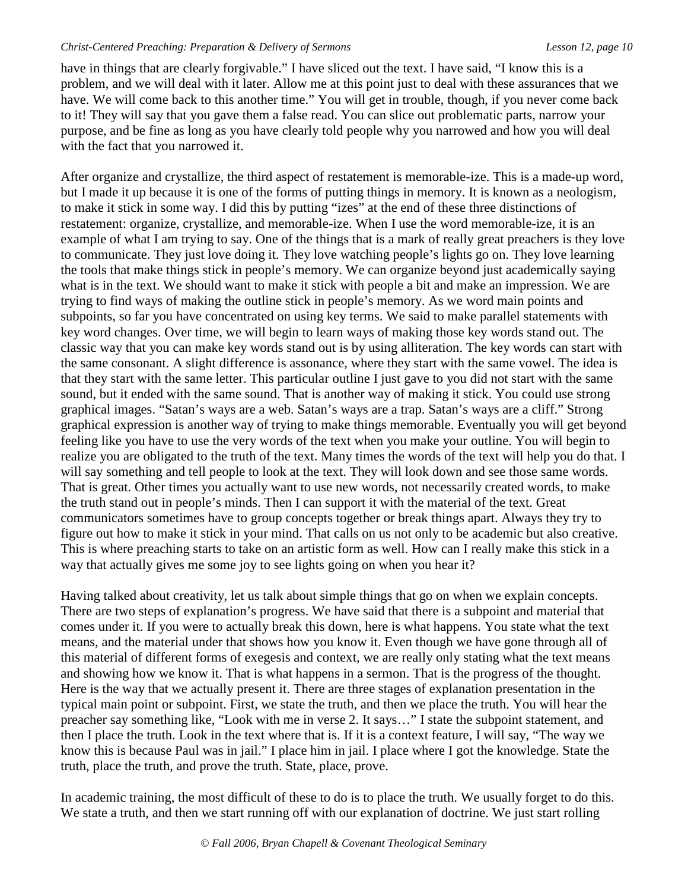have in things that are clearly forgivable." I have sliced out the text. I have said, "I know this is a problem, and we will deal with it later. Allow me at this point just to deal with these assurances that we have. We will come back to this another time." You will get in trouble, though, if you never come back to it! They will say that you gave them a false read. You can slice out problematic parts, narrow your purpose, and be fine as long as you have clearly told people why you narrowed and how you will deal with the fact that you narrowed it.

After organize and crystallize, the third aspect of restatement is memorable-ize. This is a made-up word, but I made it up because it is one of the forms of putting things in memory. It is known as a neologism, to make it stick in some way. I did this by putting "izes" at the end of these three distinctions of restatement: organize, crystallize, and memorable-ize. When I use the word memorable-ize, it is an example of what I am trying to say. One of the things that is a mark of really great preachers is they love to communicate. They just love doing it. They love watching people's lights go on. They love learning the tools that make things stick in people's memory. We can organize beyond just academically saying what is in the text. We should want to make it stick with people a bit and make an impression. We are trying to find ways of making the outline stick in people's memory. As we word main points and subpoints, so far you have concentrated on using key terms. We said to make parallel statements with key word changes. Over time, we will begin to learn ways of making those key words stand out. The classic way that you can make key words stand out is by using alliteration. The key words can start with the same consonant. A slight difference is assonance, where they start with the same vowel. The idea is that they start with the same letter. This particular outline I just gave to you did not start with the same sound, but it ended with the same sound. That is another way of making it stick. You could use strong graphical images. "Satan's ways are a web. Satan's ways are a trap. Satan's ways are a cliff." Strong graphical expression is another way of trying to make things memorable. Eventually you will get beyond feeling like you have to use the very words of the text when you make your outline. You will begin to realize you are obligated to the truth of the text. Many times the words of the text will help you do that. I will say something and tell people to look at the text. They will look down and see those same words. That is great. Other times you actually want to use new words, not necessarily created words, to make the truth stand out in people's minds. Then I can support it with the material of the text. Great communicators sometimes have to group concepts together or break things apart. Always they try to figure out how to make it stick in your mind. That calls on us not only to be academic but also creative. This is where preaching starts to take on an artistic form as well. How can I really make this stick in a way that actually gives me some joy to see lights going on when you hear it?

Having talked about creativity, let us talk about simple things that go on when we explain concepts. There are two steps of explanation's progress. We have said that there is a subpoint and material that comes under it. If you were to actually break this down, here is what happens. You state what the text means, and the material under that shows how you know it. Even though we have gone through all of this material of different forms of exegesis and context, we are really only stating what the text means and showing how we know it. That is what happens in a sermon. That is the progress of the thought. Here is the way that we actually present it. There are three stages of explanation presentation in the typical main point or subpoint. First, we state the truth, and then we place the truth. You will hear the preacher say something like, "Look with me in verse 2. It says…" I state the subpoint statement, and then I place the truth. Look in the text where that is. If it is a context feature, I will say, "The way we know this is because Paul was in jail." I place him in jail. I place where I got the knowledge. State the truth, place the truth, and prove the truth. State, place, prove.

In academic training, the most difficult of these to do is to place the truth. We usually forget to do this. We state a truth, and then we start running off with our explanation of doctrine. We just start rolling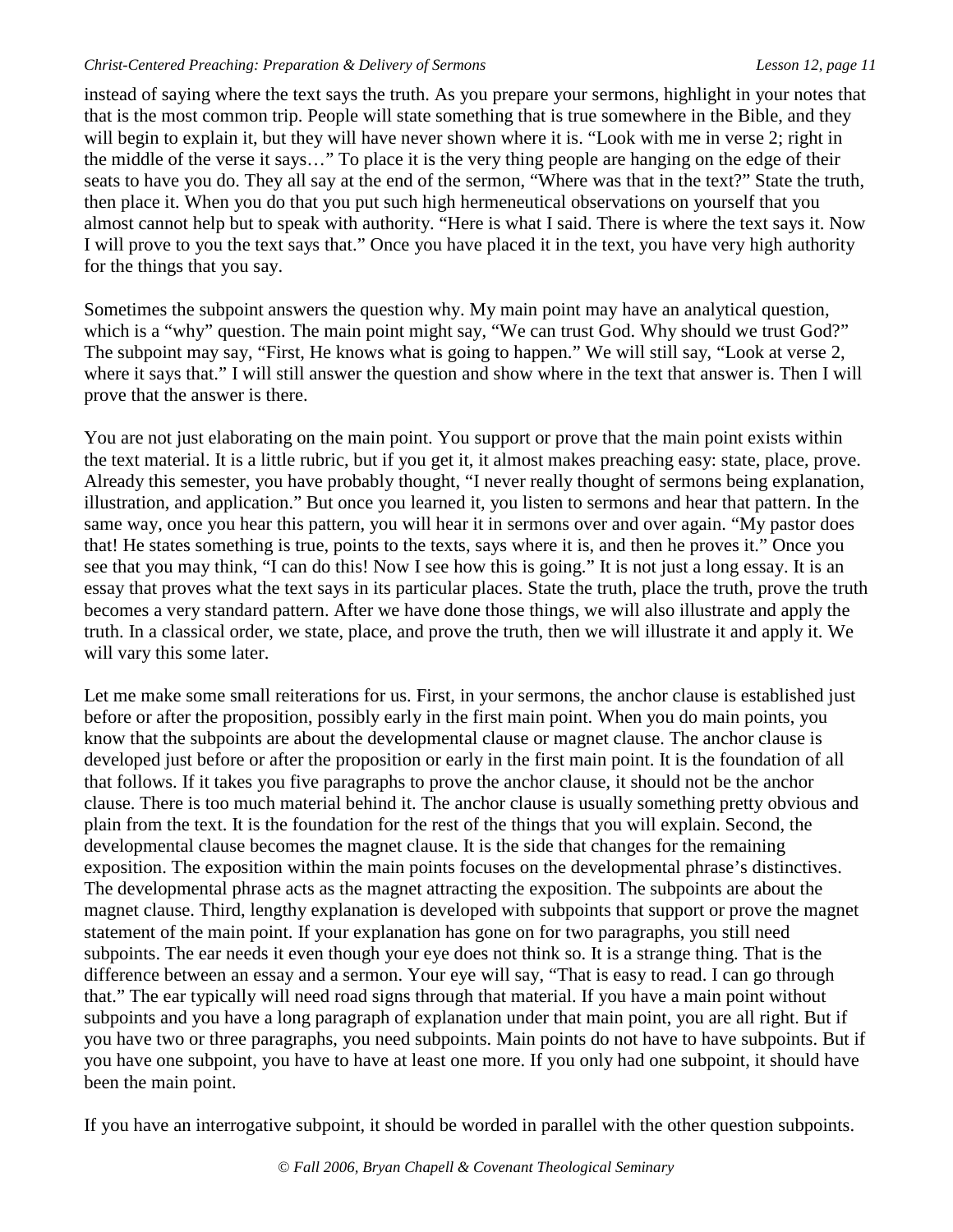instead of saying where the text says the truth. As you prepare your sermons, highlight in your notes that that is the most common trip. People will state something that is true somewhere in the Bible, and they will begin to explain it, but they will have never shown where it is. "Look with me in verse 2; right in the middle of the verse it says…" To place it is the very thing people are hanging on the edge of their seats to have you do. They all say at the end of the sermon, "Where was that in the text?" State the truth, then place it. When you do that you put such high hermeneutical observations on yourself that you almost cannot help but to speak with authority. "Here is what I said. There is where the text says it. Now I will prove to you the text says that." Once you have placed it in the text, you have very high authority for the things that you say.

Sometimes the subpoint answers the question why. My main point may have an analytical question, which is a "why" question. The main point might say, "We can trust God. Why should we trust God?" The subpoint may say, "First, He knows what is going to happen." We will still say, "Look at verse 2, where it says that." I will still answer the question and show where in the text that answer is. Then I will prove that the answer is there.

You are not just elaborating on the main point. You support or prove that the main point exists within the text material. It is a little rubric, but if you get it, it almost makes preaching easy: state, place, prove. Already this semester, you have probably thought, "I never really thought of sermons being explanation, illustration, and application." But once you learned it, you listen to sermons and hear that pattern. In the same way, once you hear this pattern, you will hear it in sermons over and over again. "My pastor does that! He states something is true, points to the texts, says where it is, and then he proves it." Once you see that you may think, "I can do this! Now I see how this is going." It is not just a long essay. It is an essay that proves what the text says in its particular places. State the truth, place the truth, prove the truth becomes a very standard pattern. After we have done those things, we will also illustrate and apply the truth. In a classical order, we state, place, and prove the truth, then we will illustrate it and apply it. We will vary this some later.

Let me make some small reiterations for us. First, in your sermons, the anchor clause is established just before or after the proposition, possibly early in the first main point. When you do main points, you know that the subpoints are about the developmental clause or magnet clause. The anchor clause is developed just before or after the proposition or early in the first main point. It is the foundation of all that follows. If it takes you five paragraphs to prove the anchor clause, it should not be the anchor clause. There is too much material behind it. The anchor clause is usually something pretty obvious and plain from the text. It is the foundation for the rest of the things that you will explain. Second, the developmental clause becomes the magnet clause. It is the side that changes for the remaining exposition. The exposition within the main points focuses on the developmental phrase's distinctives. The developmental phrase acts as the magnet attracting the exposition. The subpoints are about the magnet clause. Third, lengthy explanation is developed with subpoints that support or prove the magnet statement of the main point. If your explanation has gone on for two paragraphs, you still need subpoints. The ear needs it even though your eye does not think so. It is a strange thing. That is the difference between an essay and a sermon. Your eye will say, "That is easy to read. I can go through that." The ear typically will need road signs through that material. If you have a main point without subpoints and you have a long paragraph of explanation under that main point, you are all right. But if you have two or three paragraphs, you need subpoints. Main points do not have to have subpoints. But if you have one subpoint, you have to have at least one more. If you only had one subpoint, it should have been the main point.

If you have an interrogative subpoint, it should be worded in parallel with the other question subpoints.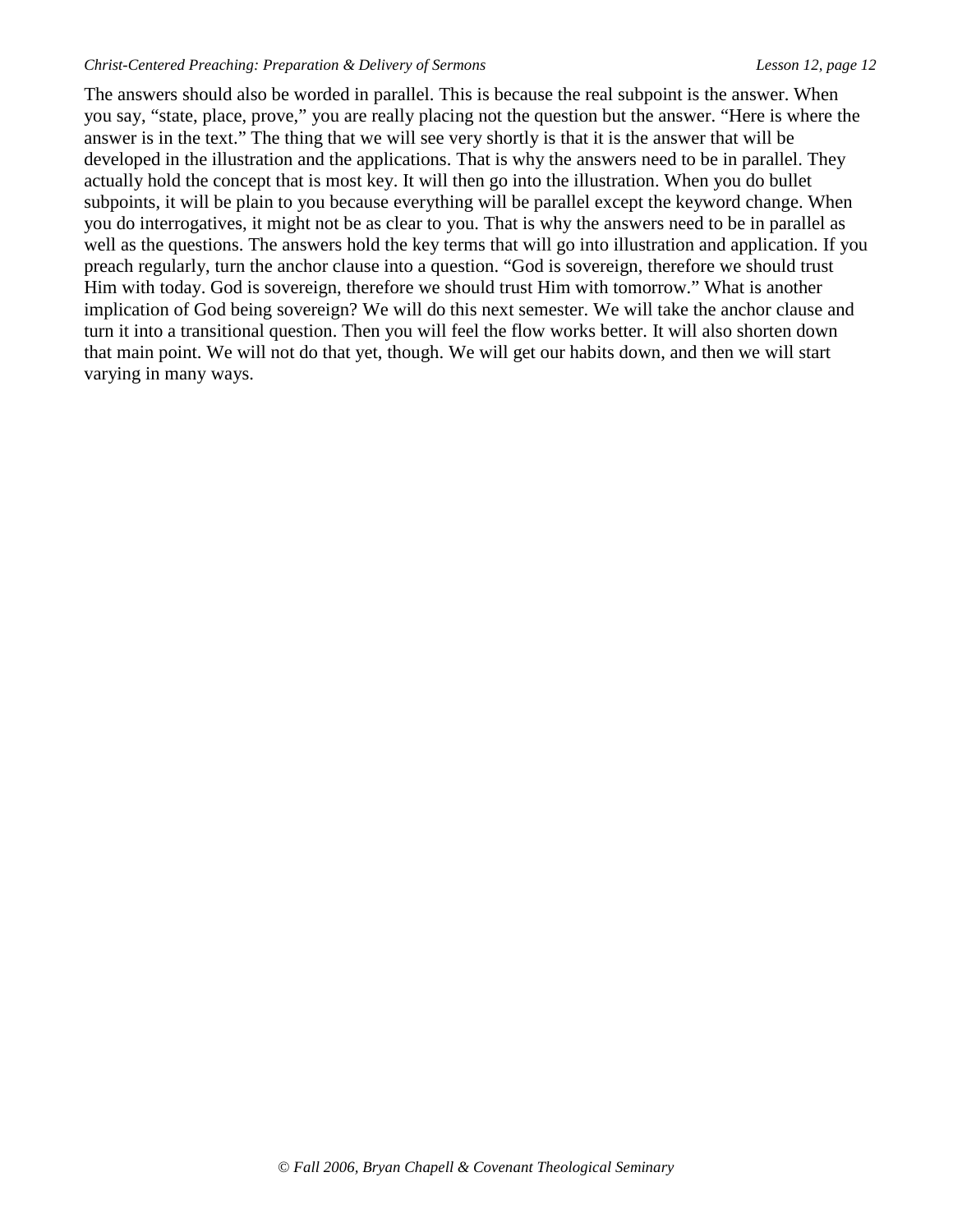The answers should also be worded in parallel. This is because the real subpoint is the answer. When you say, "state, place, prove," you are really placing not the question but the answer. "Here is where the answer is in the text." The thing that we will see very shortly is that it is the answer that will be developed in the illustration and the applications. That is why the answers need to be in parallel. They actually hold the concept that is most key. It will then go into the illustration. When you do bullet subpoints, it will be plain to you because everything will be parallel except the keyword change. When you do interrogatives, it might not be as clear to you. That is why the answers need to be in parallel as well as the questions. The answers hold the key terms that will go into illustration and application. If you preach regularly, turn the anchor clause into a question. "God is sovereign, therefore we should trust Him with today. God is sovereign, therefore we should trust Him with tomorrow." What is another implication of God being sovereign? We will do this next semester. We will take the anchor clause and turn it into a transitional question. Then you will feel the flow works better. It will also shorten down that main point. We will not do that yet, though. We will get our habits down, and then we will start varying in many ways.